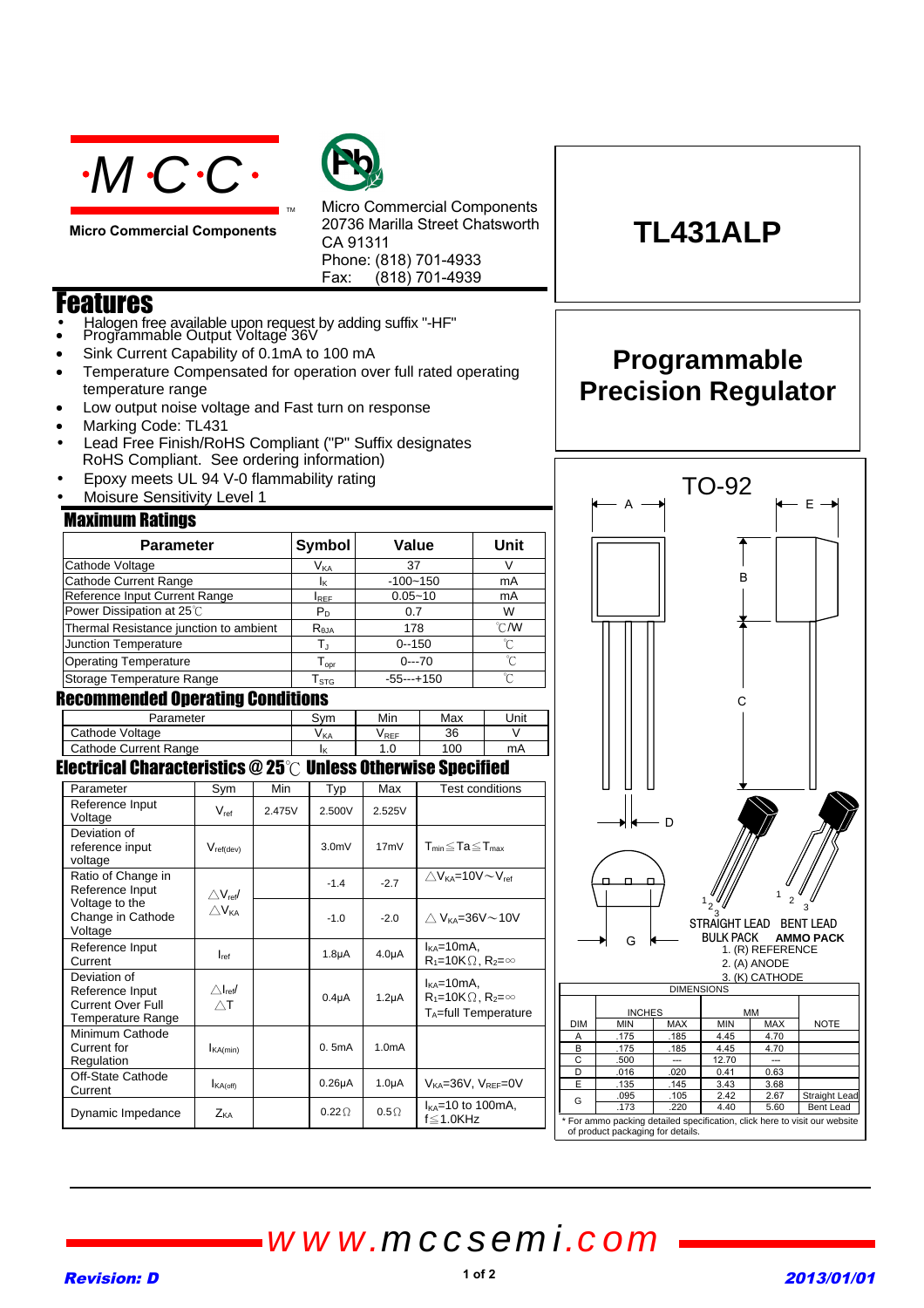**Micro Commercial Components**

Micro Commercial Components
20736 Marilla Street Chatsworth
CA 91311
Phone: (818) 701-4933
Fax: (818) 701-4939

# TL431ALP

## Programmable Precision Regulator

## Features

- Halogen free available upon request by adding suffix "-HF"
- Programmable Output Voltage 36V
- Sink Current Capability of 0.1mA to 100 mA
- Temperature Compensated for operation over full rated operating temperature range
- Low output noise voltage and Fast turn on response
- Marking Code: TL431
- Lead Free Finish/RoHS Compliant ("P" Suffix designates RoHS Compliant. See ordering information)
- Epoxy meets UL 94 V-0 flammability rating
- Moisure Sensitivity Level 1

## Maximum Ratings

| Parameter | Symbol | Value | Unit |
|---|---|---|---|
| Cathode Voltage | $V_{KA}$ | 37 | V |
| Cathode Current Range | $I_K$ | -100~150 | mA |
| Reference Input Current Range | $I_{REF}$ | 0.05~10 | mA |
| Power Dissipation at 25℃ | $P_D$ | 0.7 | W |
| Thermal Resistance junction to ambient | $R_{θJA}$ | 178 | ℃/W |
| Junction Temperature | $T_J$ | 0--150 | ℃ |
| Operating Temperature | $T_{opr}$ | 0---70 | ℃ |
| Storage Temperature Range | $T_{STG}$ | -55---+150 | ℃ |

## Recommended Operating Conditions

| Parameter | Sym | Min | Max | Unit |
|---|---|---|---|---|
| Cathode Voltage | $V_{KA}$ | $V_{REF}$ | 36 | V |
| Cathode Current Range | $I_K$ | 1.0 | 100 | mA |

## Electrical Characteristics @ 25℃ Unless Otherwise Specified

| Parameter | Sym | Min | Typ | Max | Test conditions |
|---|---|---|---|---|---|
| Reference Input Voltage | $V_{ref}$ | 2.475V | 2.500V | 2.525V | |
| Deviation of reference input voltage | $V_{ref(dev)}$ | | 3.0mV | 17mV | $T_{min} \leq T_a \leq T_{max}$ |
| Ratio of Change in Reference Input Voltage to the Change in Cathode Voltage | $\triangle V_{ref}/\triangle V_{KA}$ | | -1.4 | -2.7 | $\triangle V_{KA}$=10V～$V_{ref}$ |
| | | | -1.0 | -2.0 | $\triangle V_{KA}$=36V～10V |
| Reference Input Current | $I_{ref}$ | | 1.8μA | 4.0μA | $I_{KA}$=10mA, $R_1$=10KΩ, $R_2$=∞ |
| Deviation of Reference Input Current Over Full Temperature Range | $\triangle I_{ref}/\triangle T$ | | 0.4μA | 1.2μA | $I_{KA}$=10mA, $R_1$=10KΩ, $R_2$=∞, $T_A$=full Temperature |
| Minimum Cathode Current for Regulation | $I_{KA(min)}$ | | 0. 5mA | 1.0mA | |
| Off-State Cathode Current | $I_{KA(off)}$ | | 0.26μA | 1.0μA | $V_{KA}$=36V, $V_{REF}$=0V |
| Dynamic Impedance | $Z_{KA}$ | | 0.22Ω | 0.5Ω | $I_{KA}$=10 to 100mA, f≤1.0KHz |

## TO-92

STRAIGHT LEAD BULK PACK / BENT LEAD AMMO PACK

1. (R) REFERENCE
2. (A) ANODE
3. (K) CATHODE

| DIMENSIONS | | | | | |
|---|---|---|---|---|---|
| | INCHES | | MM | | |
| DIM | MIN | MAX | MIN | MAX | NOTE |
| A | .175 | .185 | 4.45 | 4.70 | |
| B | .175 | .185 | 4.45 | 4.70 | |
| C | .500 | --- | 12.70 | --- | |
| D | .016 | .020 | 0.41 | 0.63 | |
| E | .135 | .145 | 3.43 | 3.68 | |
| G | .095 | .105 | 2.42 | 2.67 | Straight Lead |
| | .173 | .220 | 4.40 | 5.60 | Bent Lead |

\* For ammo packing detailed specification, click here to visit our website of product packaging for details.

www.mccsemi.com

Revision: D

2013/01/01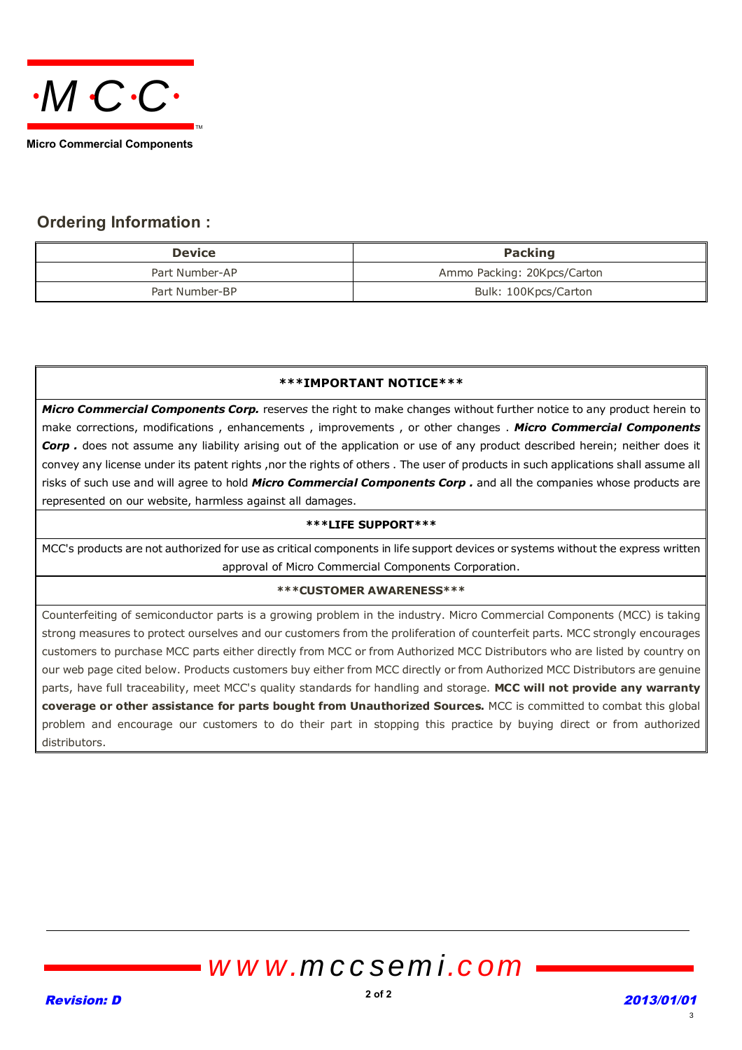**Micro Commercial Components**

## Ordering Information :

| Device | Packing |
|---|---|
| Part Number-AP | Ammo Packing: 20Kpcs/Carton |
| Part Number-BP | Bulk: 100Kpcs/Carton |

### ***IMPORTANT NOTICE***

***Micro Commercial Components Corp.*** reserves the right to make changes without further notice to any product herein to make corrections, modifications , enhancements , improvements , or other changes . ***Micro Commercial Components Corp .*** does not assume any liability arising out of the application or use of any product described herein; neither does it convey any license under its patent rights ,nor the rights of others . The user of products in such applications shall assume all risks of such use and will agree to hold ***Micro Commercial Components Corp .*** and all the companies whose products are represented on our website, harmless against all damages.

### ***LIFE SUPPORT***

MCC's products are not authorized for use as critical components in life support devices or systems without the express written approval of Micro Commercial Components Corporation.

### ***CUSTOMER AWARENESS***

Counterfeiting of semiconductor parts is a growing problem in the industry. Micro Commercial Components (MCC) is taking strong measures to protect ourselves and our customers from the proliferation of counterfeit parts. MCC strongly encourages customers to purchase MCC parts either directly from MCC or from Authorized MCC Distributors who are listed by country on our web page cited below. Products customers buy either from MCC directly or from Authorized MCC Distributors are genuine parts, have full traceability, meet MCC's quality standards for handling and storage. **MCC will not provide any warranty coverage or other assistance for parts bought from Unauthorized Sources.** MCC is committed to combat this global problem and encourage our customers to do their part in stopping this practice by buying direct or from authorized distributors.

www.mccsemi.com

***Revision: D*** ***2013/01/01***